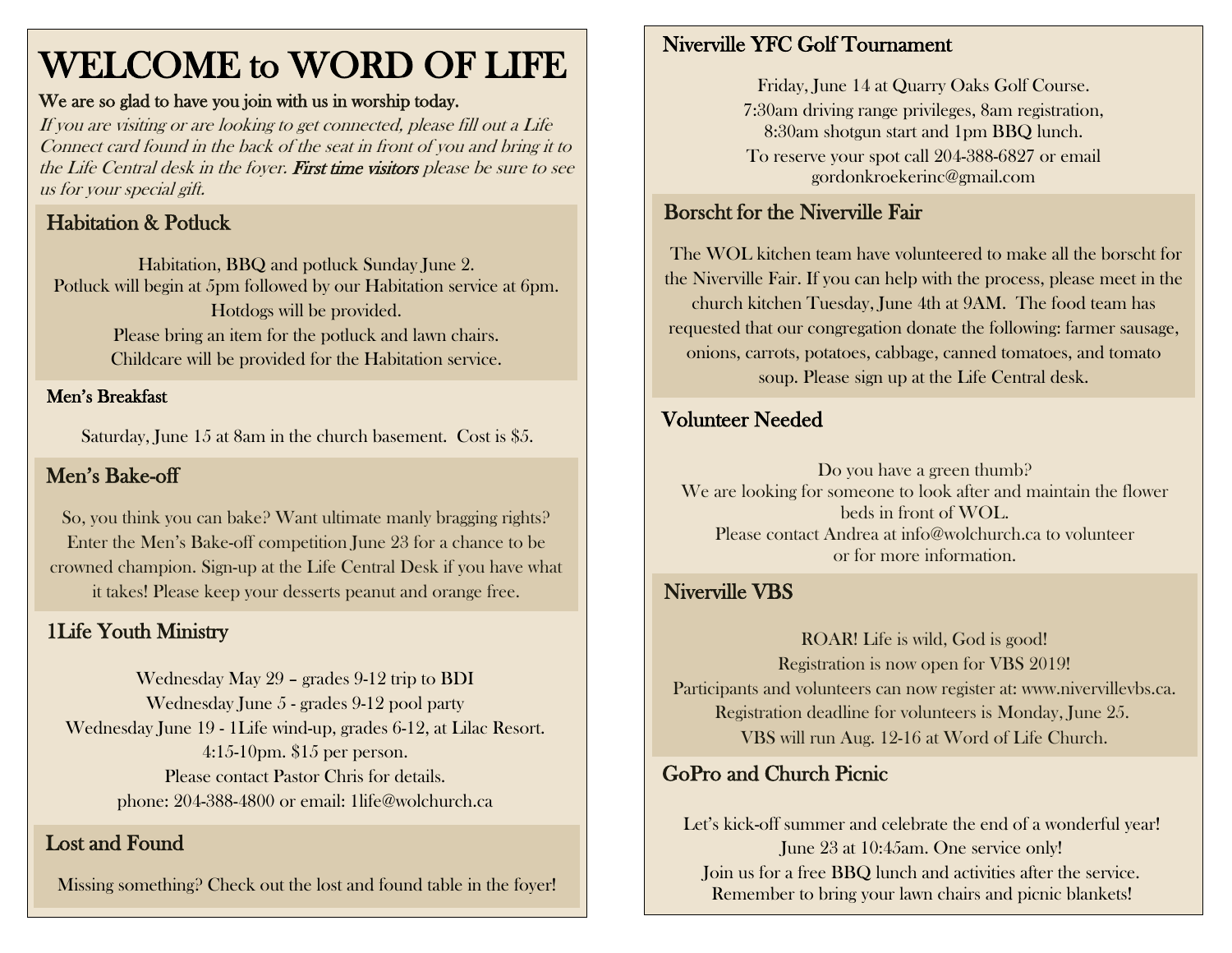# WELCOME to WORD OF LIFE

**We are so glad to have you join with us in worship today.**

*If you are visiting or are looking to get connected, please fill out a Life Connect card found in the back of the seat in front of you and bring it to the Life Central desk in the foyer.* ***First time visitors*** *please be sure to see us for your special gift.*

## Habitation & Potluck

Habitation, BBQ and potluck Sunday June 2.
Potluck will begin at 5pm followed by our Habitation service at 6pm.
Hotdogs will be provided.
Please bring an item for the potluck and lawn chairs.
Childcare will be provided for the Habitation service.

## Men's Breakfast

Saturday, June 15 at 8am in the church basement. Cost is $5.

## Men's Bake-off

So, you think you can bake? Want ultimate manly bragging rights? Enter the Men's Bake-off competition June 23 for a chance to be crowned champion. Sign-up at the Life Central Desk if you have what it takes! Please keep your desserts peanut and orange free.

## 1Life Youth Ministry

Wednesday May 29 – grades 9-12 trip to BDI
Wednesday June 5 - grades 9-12 pool party
Wednesday June 19 - 1Life wind-up, grades 6-12, at Lilac Resort.
4:15-10pm. $15 per person.
Please contact Pastor Chris for details.
phone: 204-388-4800 or email: 1life@wolchurch.ca

## Lost and Found

Missing something? Check out the lost and found table in the foyer!

## Niverville YFC Golf Tournament

Friday, June 14 at Quarry Oaks Golf Course.
7:30am driving range privileges, 8am registration,
8:30am shotgun start and 1pm BBQ lunch.
To reserve your spot call 204-388-6827 or email
gordonkroekerinc@gmail.com

## Borscht for the Niverville Fair

The WOL kitchen team have volunteered to make all the borscht for the Niverville Fair. If you can help with the process, please meet in the church kitchen Tuesday, June 4th at 9AM. The food team has requested that our congregation donate the following: farmer sausage, onions, carrots, potatoes, cabbage, canned tomatoes, and tomato soup. Please sign up at the Life Central desk.

## Volunteer Needed

Do you have a green thumb?
We are looking for someone to look after and maintain the flower beds in front of WOL.
Please contact Andrea at info@wolchurch.ca to volunteer or for more information.

## Niverville VBS

ROAR! Life is wild, God is good!
Registration is now open for VBS 2019!
Participants and volunteers can now register at: www.nivervillevbs.ca.
Registration deadline for volunteers is Monday, June 25.
VBS will run Aug. 12-16 at Word of Life Church.

## GoPro and Church Picnic

Let's kick-off summer and celebrate the end of a wonderful year!
June 23 at 10:45am. One service only!
Join us for a free BBQ lunch and activities after the service.
Remember to bring your lawn chairs and picnic blankets!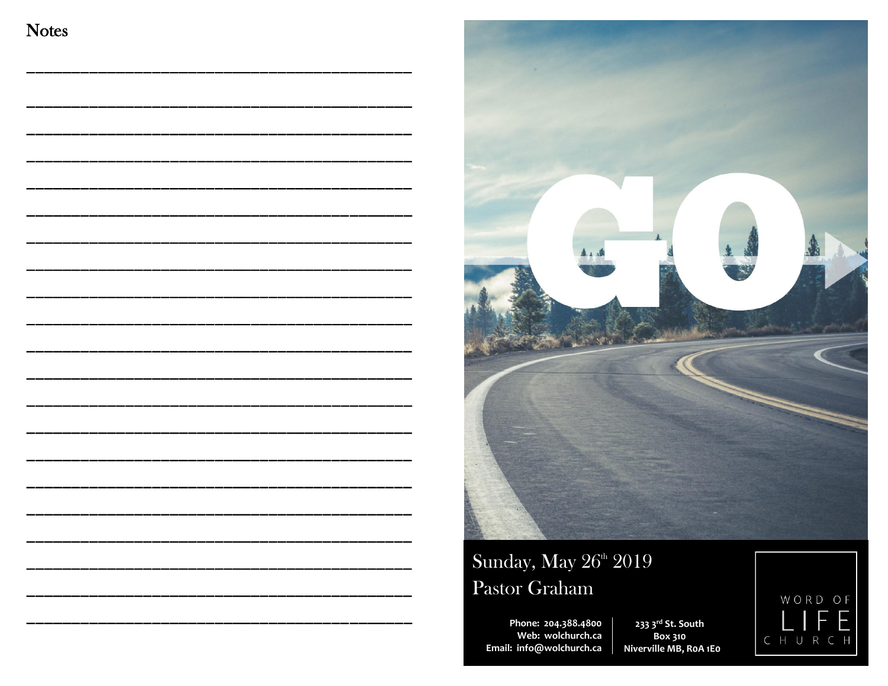## Notes

_____________________________________________

_____________________________________________

_____________________________________________

_____________________________________________

_____________________________________________

_____________________________________________

_____________________________________________

_____________________________________________

_____________________________________________

_____________________________________________

_____________________________________________

_____________________________________________

_____________________________________________

_____________________________________________

_____________________________________________

_____________________________________________

_____________________________________________

_____________________________________________

_____________________________________________

_____________________________________________

_____________________________________________

GO

Sunday, May 26th 2019

Pastor Graham

Phone: 204.388.4800
Web: wolchurch.ca
Email: info@wolchurch.ca

233 3rd St. South
Box 310
Niverville MB, R0A 1E0

WORD OF LIFE CHURCH